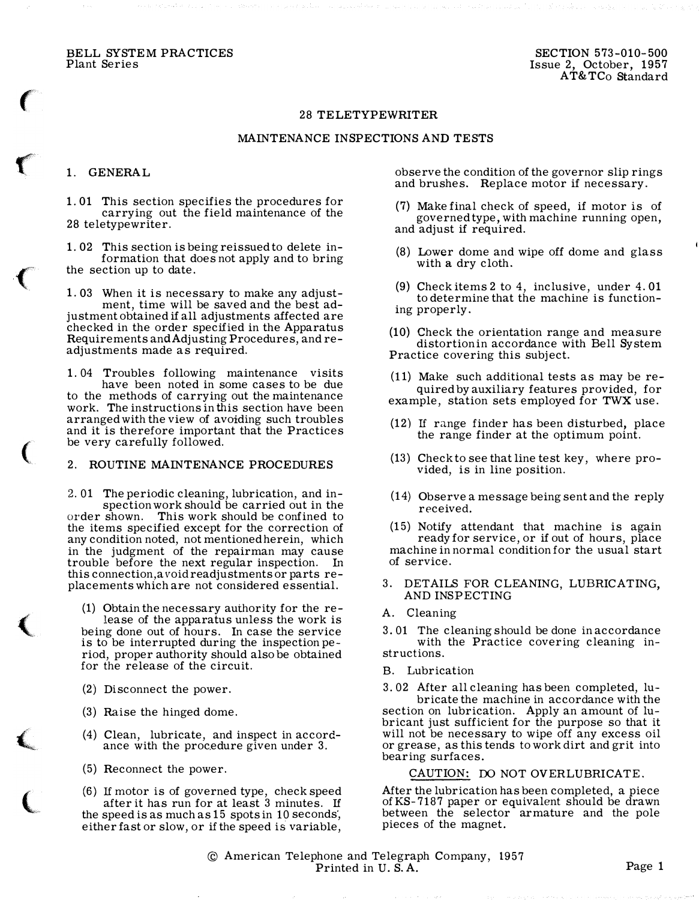BELL SYSTEM PRACTICES
Plant Series

SECTION 573-010-500
Issue 2, October, 1957
AT&TCo Standard

# 28 TELETYPEWRITER

## MAINTENANCE INSPECTIONS AND TESTS

## 1. GENERAL

1.01 This section specifies the procedures for carrying out the field maintenance of the 28 teletypewriter.

1.02 This section is being reissued to delete information that does not apply and to bring the section up to date.

1.03 When it is necessary to make any adjustment, time will be saved and the best adjustment obtained if all adjustments affected are checked in the order specified in the Apparatus Requirements and Adjusting Procedures, and readjustments made as required.

1.04 Troubles following maintenance visits have been noted in some cases to be due to the methods of carrying out the maintenance work. The instructions in this section have been arranged with the view of avoiding such troubles and it is therefore important that the Practices be very carefully followed.

## 2. ROUTINE MAINTENANCE PROCEDURES

2.01 The periodic cleaning, lubrication, and inspection work should be carried out in the order shown. This work should be confined to the items specified except for the correction of any condition noted, not mentioned herein, which in the judgment of the repairman may cause trouble before the next regular inspection. In this connection, avoid readjustments or parts replacements which are not considered essential.

(1) Obtain the necessary authority for the release of the apparatus unless the work is being done out of hours. In case the service is to be interrupted during the inspection period, proper authority should also be obtained for the release of the circuit.

(2) Disconnect the power.

(3) Raise the hinged dome.

(4) Clean, lubricate, and inspect in accordance with the procedure given under 3.

(5) Reconnect the power.

(6) If motor is of governed type, check speed after it has run for at least 3 minutes. If the speed is as much as 15 spots in 10 seconds, either fast or slow, or if the speed is variable, observe the condition of the governor slip rings and brushes. Replace motor if necessary.

(7) Make final check of speed, if motor is of governed type, with machine running open, and adjust if required.

(8) Lower dome and wipe off dome and glass with a dry cloth.

(9) Check items 2 to 4, inclusive, under 4.01 to determine that the machine is functioning properly.

(10) Check the orientation range and measure distortion in accordance with Bell System Practice covering this subject.

(11) Make such additional tests as may be required by auxiliary features provided, for example, station sets employed for TWX use.

(12) If range finder has been disturbed, place the range finder at the optimum point.

(13) Check to see that line test key, where provided, is in line position.

(14) Observe a message being sent and the reply received.

(15) Notify attendant that machine is again ready for service, or if out of hours, place machine in normal condition for the usual start of service.

## 3. DETAILS FOR CLEANING, LUBRICATING, AND INSPECTING

### A. Cleaning

3.01 The cleaning should be done in accordance with the Practice covering cleaning instructions.

### B. Lubrication

3.02 After all cleaning has been completed, lubricate the machine in accordance with the section on lubrication. Apply an amount of lubricant just sufficient for the purpose so that it will not be necessary to wipe off any excess oil or grease, as this tends to work dirt and grit into bearing surfaces.

CAUTION: DO NOT OVERLUBRICATE.

After the lubrication has been completed, a piece of KS-7187 paper or equivalent should be drawn between the selector armature and the pole pieces of the magnet.

© American Telephone and Telegraph Company, 1957
Printed in U. S. A.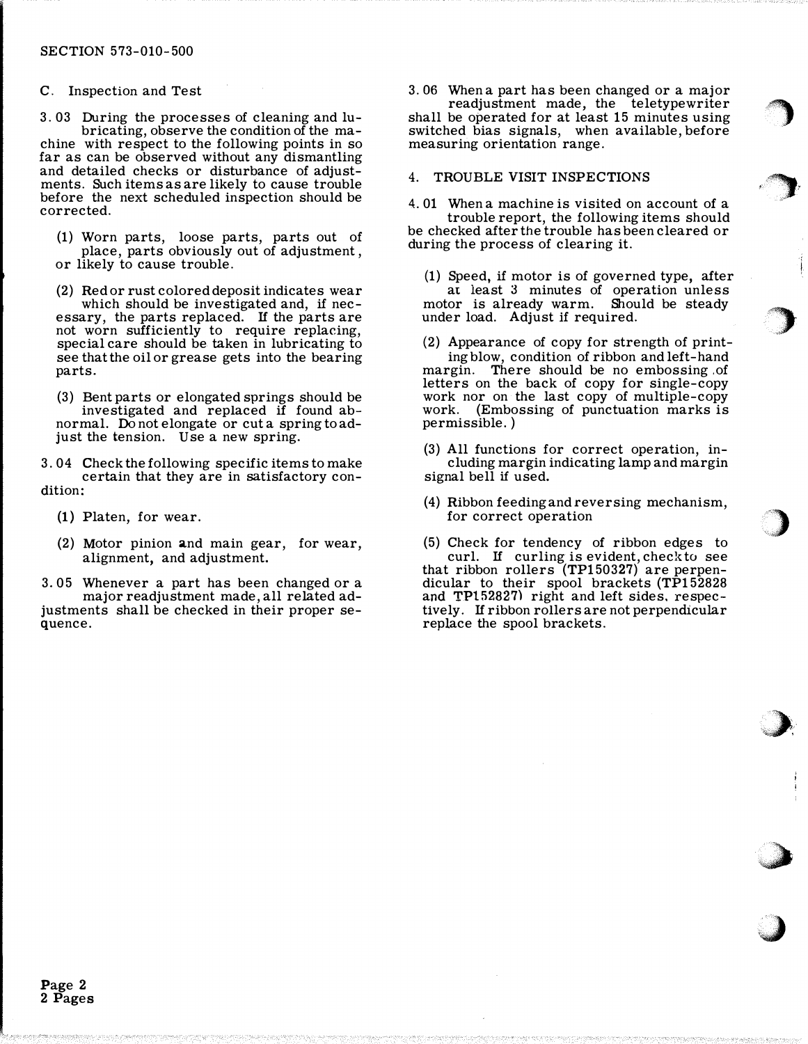### C. Inspection and Test

3.03 During the processes of cleaning and lubricating, observe the condition of the machine with respect to the following points in so far as can be observed without any dismantling and detailed checks or disturbance of adjustments. Such items as are likely to cause trouble before the next scheduled inspection should be corrected.

(1) Worn parts, loose parts, parts out of place, parts obviously out of adjustment, or likely to cause trouble.

(2) Red or rust colored deposit indicates wear which should be investigated and, if necessary, the parts replaced. If the parts are not worn sufficiently to require replacing, special care should be taken in lubricating to see that the oil or grease gets into the bearing parts.

(3) Bent parts or elongated springs should be investigated and replaced if found abnormal. Do not elongate or cut a spring to adjust the tension. Use a new spring.

3.04 Check the following specific items to make certain that they are in satisfactory condition:

(1) Platen, for wear.

(2) Motor pinion and main gear, for wear, alignment, and adjustment.

3.05 Whenever a part has been changed or a major readjustment made, all related adjustments shall be checked in their proper sequence.

3.06 When a part has been changed or a major readjustment made, the teletypewriter shall be operated for at least 15 minutes using switched bias signals, when available, before measuring orientation range.

## 4. TROUBLE VISIT INSPECTIONS

4.01 When a machine is visited on account of a trouble report, the following items should be checked after the trouble has been cleared or during the process of clearing it.

(1) Speed, if motor is of governed type, after at least 3 minutes of operation unless motor is already warm. Should be steady under load. Adjust if required.

(2) Appearance of copy for strength of printing blow, condition of ribbon and left-hand margin. There should be no embossing of letters on the back of copy for single-copy work nor on the last copy of multiple-copy work. (Embossing of punctuation marks is permissible.)

(3) All functions for correct operation, including margin indicating lamp and margin signal bell if used.

(4) Ribbon feeding and reversing mechanism, for correct operation

(5) Check for tendency of ribbon edges to curl. If curling is evident, check to see that ribbon rollers (TP150327) are perpendicular to their spool brackets (TP152828 and TP152827) right and left sides, respectively. If ribbon rollers are not perpendicular replace the spool brackets.